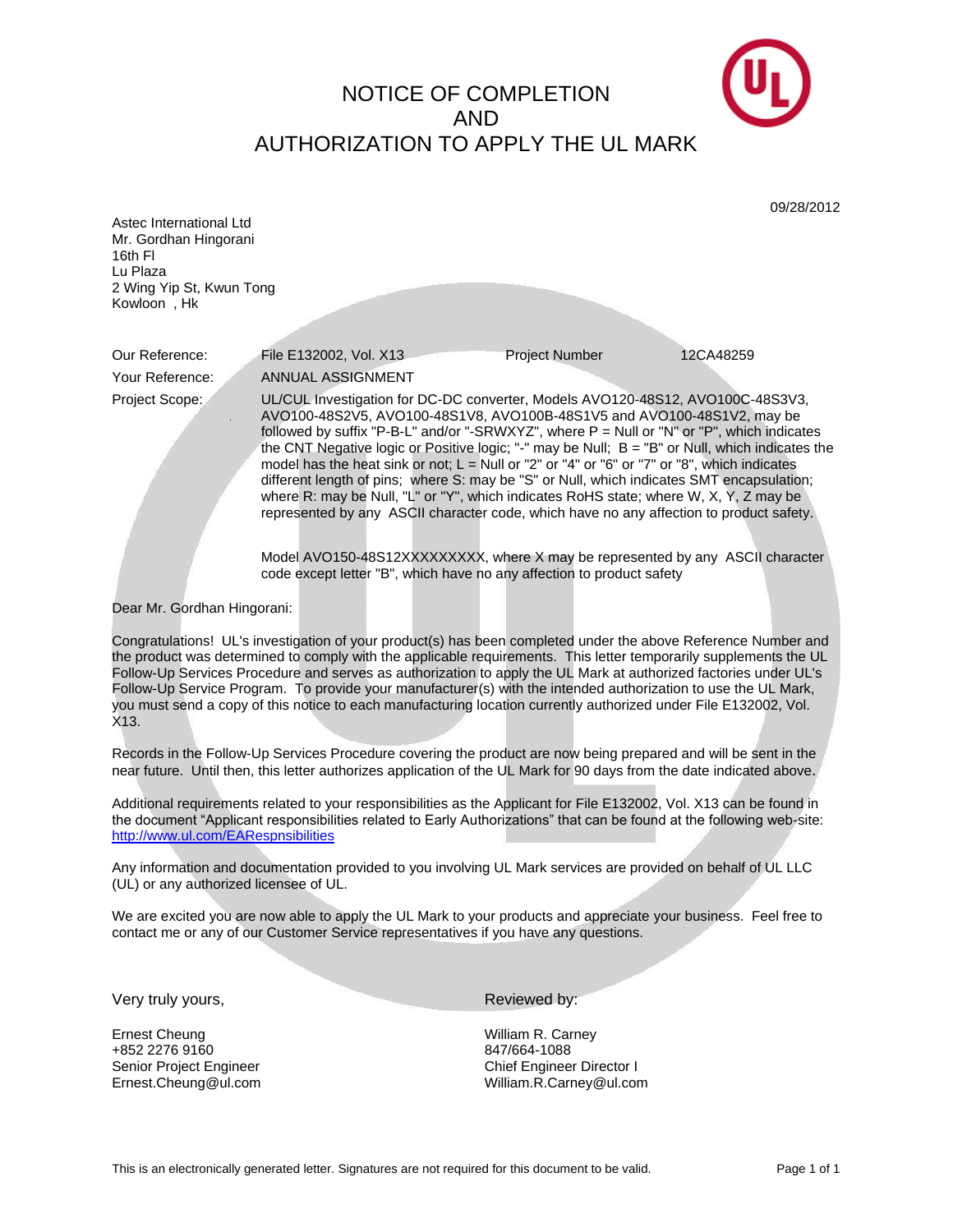# NOTICE OF COMPLETION AND AUTHORIZATION TO APPLY THE UL MARK

09/28/2012

Astec International Ltd
Mr. Gordhan Hingorani
16th Fl
Lu Plaza
2 Wing Yip St, Kwun Tong
Kowloon , Hk

| | | | |
|---|---|---|---|
| Our Reference: | File E132002, Vol. X13 | Project Number | 12CA48259 |
| Your Reference: | ANNUAL ASSIGNMENT | | |

Project Scope: UL/CUL Investigation for DC-DC converter, Models AVO120-48S12, AVO100C-48S3V3, AVO100-48S2V5, AVO100-48S1V8, AVO100B-48S1V5 and AVO100-48S1V2, may be followed by suffix "P-B-L" and/or "-SRWXYZ", where P = Null or "N" or "P", which indicates the CNT Negative logic or Positive logic; "-" may be Null; B = "B" or Null, which indicates the model has the heat sink or not; L = Null or "2" or "4" or "6" or "7" or "8", which indicates different length of pins; where S: may be "S" or Null, which indicates SMT encapsulation; where R: may be Null, "L" or "Y", which indicates RoHS state; where W, X, Y, Z may be represented by any ASCII character code, which have no any affection to product safety.

Model AVO150-48S12XXXXXXXXX, where X may be represented by any ASCII character code except letter "B", which have no any affection to product safety

Dear Mr. Gordhan Hingorani:

Congratulations! UL's investigation of your product(s) has been completed under the above Reference Number and the product was determined to comply with the applicable requirements. This letter temporarily supplements the UL Follow-Up Services Procedure and serves as authorization to apply the UL Mark at authorized factories under UL's Follow-Up Service Program. To provide your manufacturer(s) with the intended authorization to use the UL Mark, you must send a copy of this notice to each manufacturing location currently authorized under File E132002, Vol. X13.

Records in the Follow-Up Services Procedure covering the product are now being prepared and will be sent in the near future. Until then, this letter authorizes application of the UL Mark for 90 days from the date indicated above.

Additional requirements related to your responsibilities as the Applicant for File E132002, Vol. X13 can be found in the document "Applicant responsibilities related to Early Authorizations" that can be found at the following web-site: http://www.ul.com/EARespnsibilities

Any information and documentation provided to you involving UL Mark services are provided on behalf of UL LLC (UL) or any authorized licensee of UL.

We are excited you are now able to apply the UL Mark to your products and appreciate your business. Feel free to contact me or any of our Customer Service representatives if you have any questions.

Very truly yours,

Ernest Cheung
+852 2276 9160
Senior Project Engineer
Ernest.Cheung@ul.com

Reviewed by:

William R. Carney
847/664-1088
Chief Engineer Director I
William.R.Carney@ul.com

This is an electronically generated letter. Signatures are not required for this document to be valid.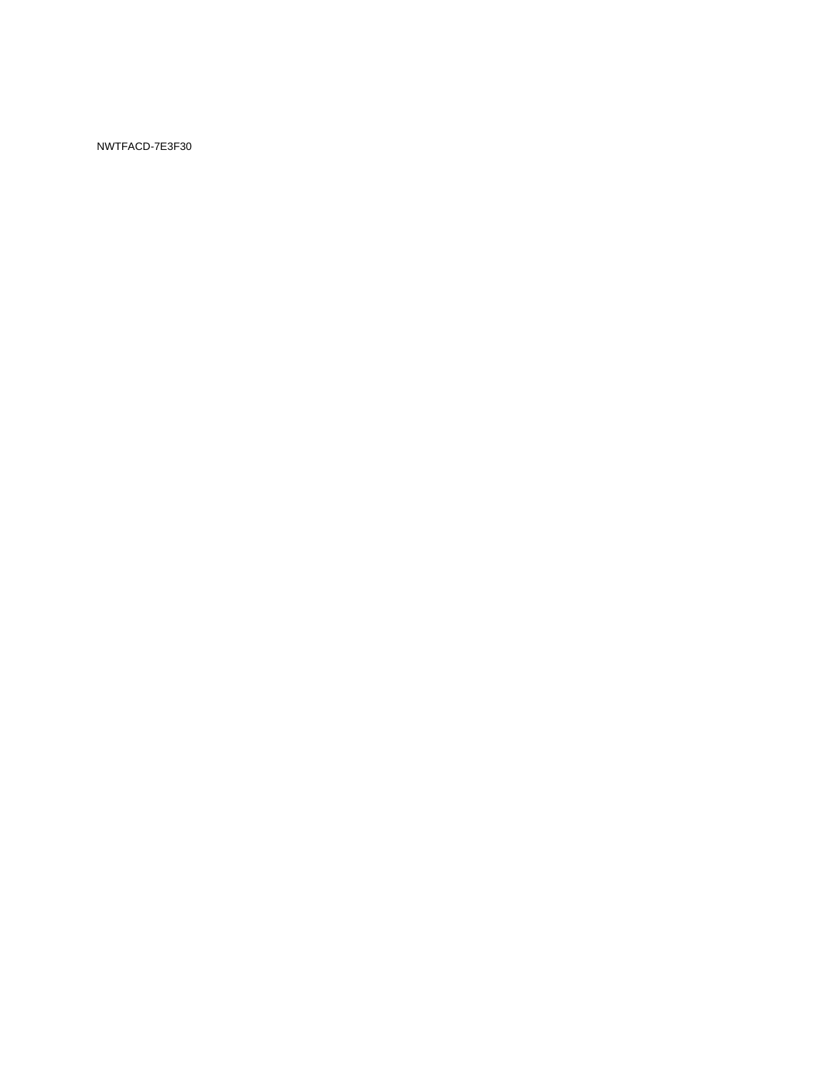NWTFACD-7E3F30